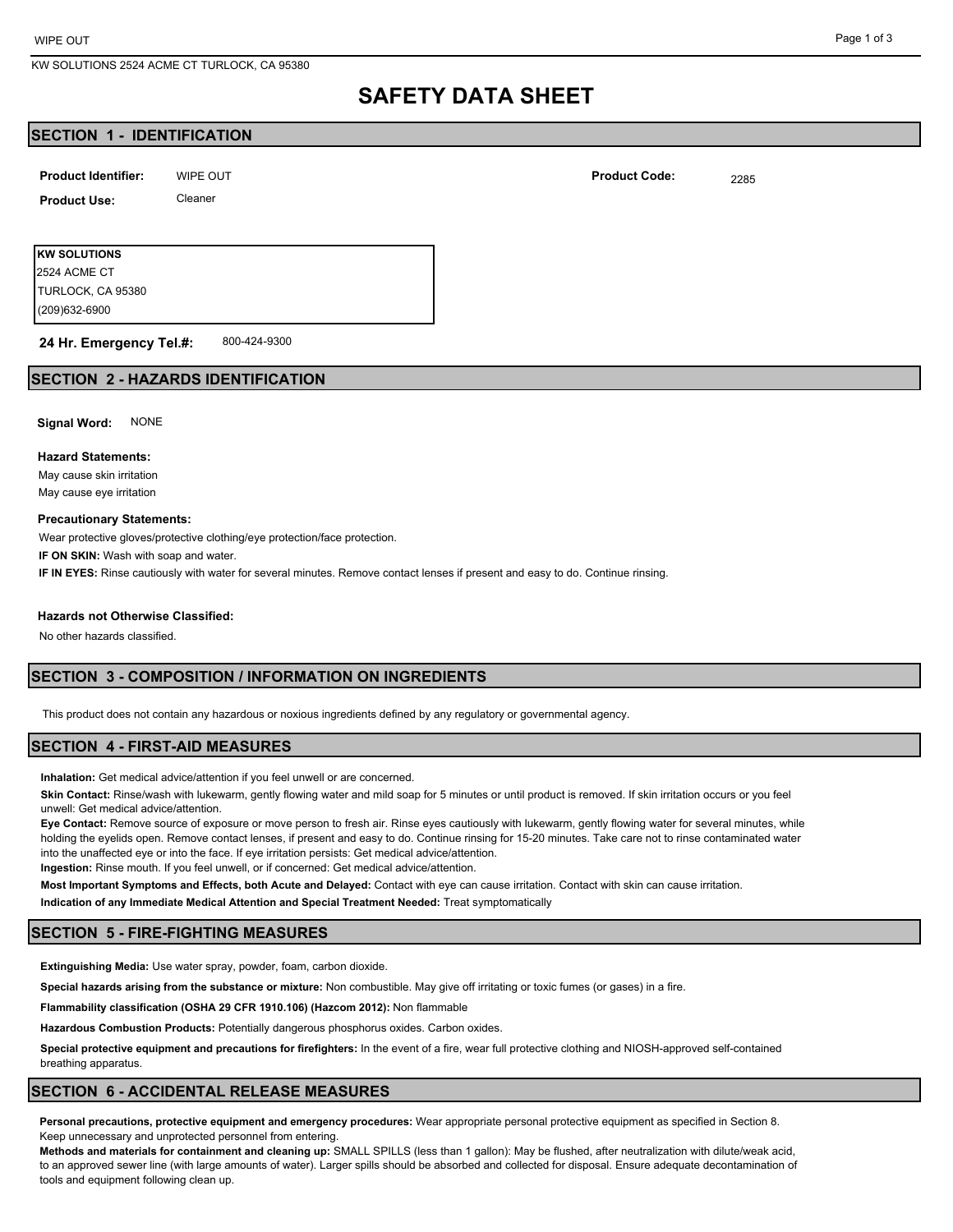# SAFETY DATA SHEET

## SECTION 1 - IDENTIFICATION

**Product Identifier:** WIPE OUT

**Product Code:** 2285

**Product Use:** Cleaner

**KW SOLUTIONS**
2524 ACME CT
TURLOCK, CA 95380
(209)632-6900

**24 Hr. Emergency Tel.#:** 800-424-9300

## SECTION 2 - HAZARDS IDENTIFICATION

**Signal Word:** NONE

**Hazard Statements:**

May cause skin irritation
May cause eye irritation

**Precautionary Statements:**

Wear protective gloves/protective clothing/eye protection/face protection.
**IF ON SKIN:** Wash with soap and water.
**IF IN EYES:** Rinse cautiously with water for several minutes. Remove contact lenses if present and easy to do. Continue rinsing.

**Hazards not Otherwise Classified:**

No other hazards classified.

## SECTION 3 - COMPOSITION / INFORMATION ON INGREDIENTS

This product does not contain any hazardous or noxious ingredients defined by any regulatory or governmental agency.

## SECTION 4 - FIRST-AID MEASURES

**Inhalation:** Get medical advice/attention if you feel unwell or are concerned.

**Skin Contact:** Rinse/wash with lukewarm, gently flowing water and mild soap for 5 minutes or until product is removed. If skin irritation occurs or you feel unwell: Get medical advice/attention.

**Eye Contact:** Remove source of exposure or move person to fresh air. Rinse eyes cautiously with lukewarm, gently flowing water for several minutes, while holding the eyelids open. Remove contact lenses, if present and easy to do. Continue rinsing for 15-20 minutes. Take care not to rinse contaminated water into the unaffected eye or into the face. If eye irritation persists: Get medical advice/attention.

**Ingestion:** Rinse mouth. If you feel unwell, or if concerned: Get medical advice/attention.

**Most Important Symptoms and Effects, both Acute and Delayed:** Contact with eye can cause irritation. Contact with skin can cause irritation.

**Indication of any Immediate Medical Attention and Special Treatment Needed:** Treat symptomatically

## SECTION 5 - FIRE-FIGHTING MEASURES

**Extinguishing Media:** Use water spray, powder, foam, carbon dioxide.

**Special hazards arising from the substance or mixture:** Non combustible. May give off irritating or toxic fumes (or gases) in a fire.

**Flammability classification (OSHA 29 CFR 1910.106) (Hazcom 2012):** Non flammable

**Hazardous Combustion Products:** Potentially dangerous phosphorus oxides. Carbon oxides.

**Special protective equipment and precautions for firefighters:** In the event of a fire, wear full protective clothing and NIOSH-approved self-contained breathing apparatus.

## SECTION 6 - ACCIDENTAL RELEASE MEASURES

**Personal precautions, protective equipment and emergency procedures:** Wear appropriate personal protective equipment as specified in Section 8. Keep unnecessary and unprotected personnel from entering.

**Methods and materials for containment and cleaning up:** SMALL SPILLS (less than 1 gallon): May be flushed, after neutralization with dilute/weak acid, to an approved sewer line (with large amounts of water). Larger spills should be absorbed and collected for disposal. Ensure adequate decontamination of tools and equipment following clean up.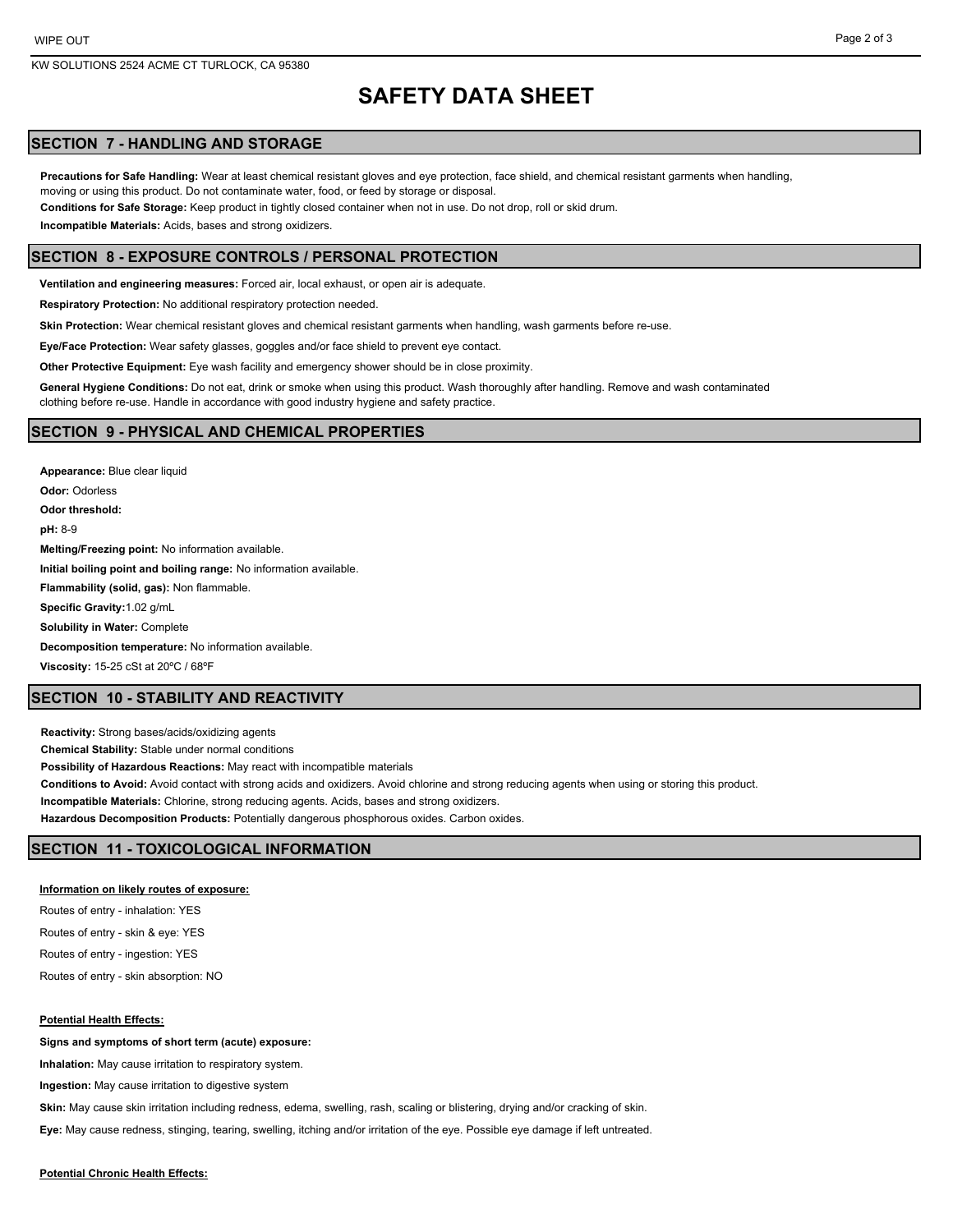# SAFETY DATA SHEET

## SECTION 7 - HANDLING AND STORAGE

**Precautions for Safe Handling:** Wear at least chemical resistant gloves and eye protection, face shield, and chemical resistant garments when handling, moving or using this product. Do not contaminate water, food, or feed by storage or disposal.

**Conditions for Safe Storage:** Keep product in tightly closed container when not in use. Do not drop, roll or skid drum.

**Incompatible Materials:** Acids, bases and strong oxidizers.

## SECTION 8 - EXPOSURE CONTROLS / PERSONAL PROTECTION

**Ventilation and engineering measures:** Forced air, local exhaust, or open air is adequate.

**Respiratory Protection:** No additional respiratory protection needed.

**Skin Protection:** Wear chemical resistant gloves and chemical resistant garments when handling, wash garments before re-use.

**Eye/Face Protection:** Wear safety glasses, goggles and/or face shield to prevent eye contact.

**Other Protective Equipment:** Eye wash facility and emergency shower should be in close proximity.

**General Hygiene Conditions:** Do not eat, drink or smoke when using this product. Wash thoroughly after handling. Remove and wash contaminated clothing before re-use. Handle in accordance with good industry hygiene and safety practice.

## SECTION 9 - PHYSICAL AND CHEMICAL PROPERTIES

**Appearance:** Blue clear liquid

**Odor:** Odorless

**Odor threshold:**

**pH:** 8-9

**Melting/Freezing point:** No information available.

**Initial boiling point and boiling range:** No information available.

**Flammability (solid, gas):** Non flammable.

**Specific Gravity:**1.02 g/mL

**Solubility in Water:** Complete

**Decomposition temperature:** No information available.

**Viscosity:** 15-25 cSt at 20ºC / 68ºF

## SECTION 10 - STABILITY AND REACTIVITY

**Reactivity:** Strong bases/acids/oxidizing agents

**Chemical Stability:** Stable under normal conditions

**Possibility of Hazardous Reactions:** May react with incompatible materials

**Conditions to Avoid:** Avoid contact with strong acids and oxidizers. Avoid chlorine and strong reducing agents when using or storing this product.

**Incompatible Materials:** Chlorine, strong reducing agents. Acids, bases and strong oxidizers.

**Hazardous Decomposition Products:** Potentially dangerous phosphorous oxides. Carbon oxides.

## SECTION 11 - TOXICOLOGICAL INFORMATION

**Information on likely routes of exposure:**

Routes of entry - inhalation: YES

Routes of entry - skin & eye: YES

Routes of entry - ingestion: YES

Routes of entry - skin absorption: NO

**Potential Health Effects:**

**Signs and symptoms of short term (acute) exposure:**

**Inhalation:** May cause irritation to respiratory system.

**Ingestion:** May cause irritation to digestive system

**Skin:** May cause skin irritation including redness, edema, swelling, rash, scaling or blistering, drying and/or cracking of skin.

**Eye:** May cause redness, stinging, tearing, swelling, itching and/or irritation of the eye. Possible eye damage if left untreated.

**Potential Chronic Health Effects:**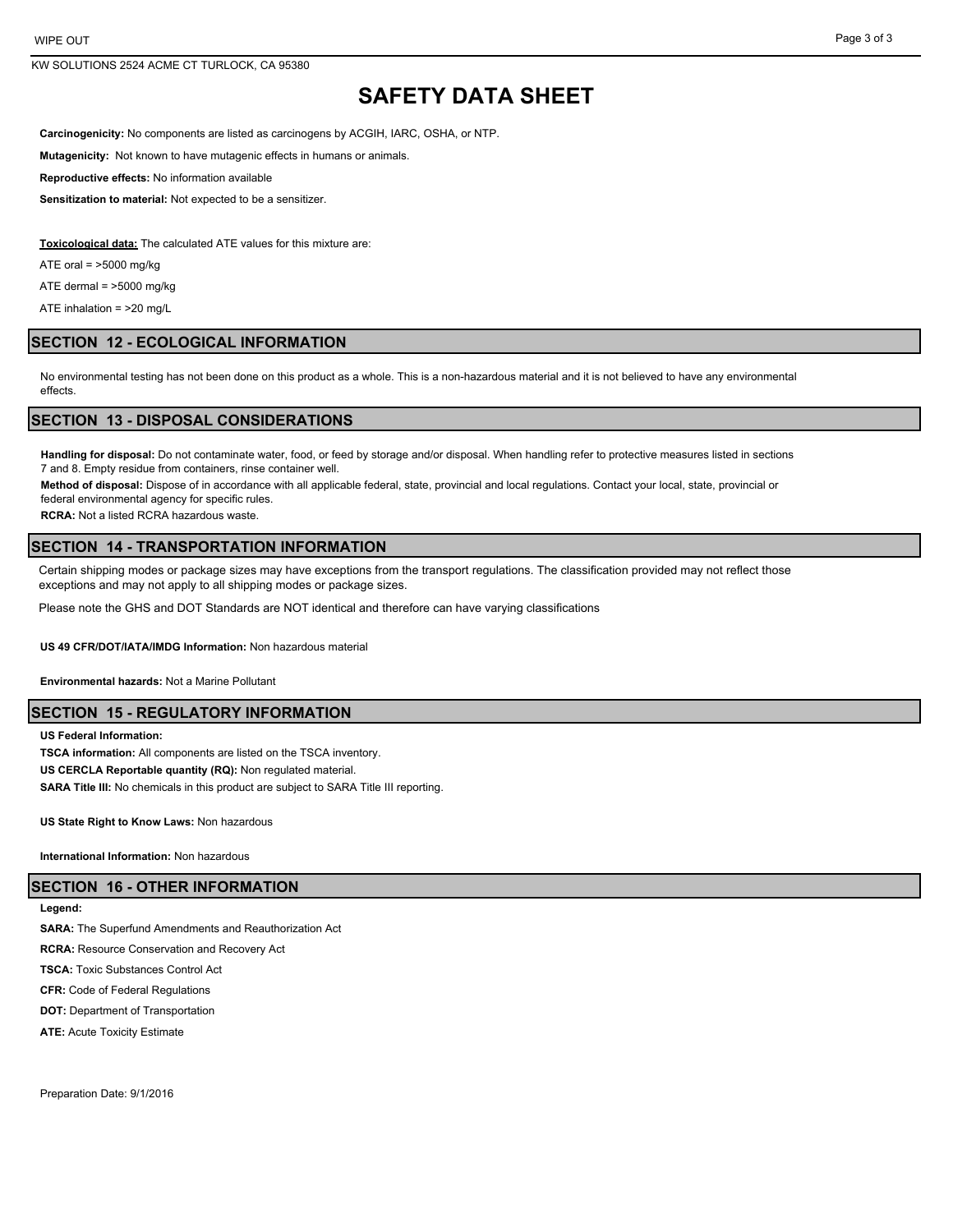# SAFETY DATA SHEET

**Carcinogenicity:** No components are listed as carcinogens by ACGIH, IARC, OSHA, or NTP.

**Mutagenicity:** Not known to have mutagenic effects in humans or animals.

**Reproductive effects:** No information available

**Sensitization to material:** Not expected to be a sensitizer.

**Toxicological data:** The calculated ATE values for this mixture are:

ATE oral = >5000 mg/kg

ATE dermal = >5000 mg/kg

ATE inhalation = >20 mg/L

## SECTION 12 - ECOLOGICAL INFORMATION

No environmental testing has not been done on this product as a whole. This is a non-hazardous material and it is not believed to have any environmental effects.

## SECTION 13 - DISPOSAL CONSIDERATIONS

**Handling for disposal:** Do not contaminate water, food, or feed by storage and/or disposal. When handling refer to protective measures listed in sections 7 and 8. Empty residue from containers, rinse container well.

**Method of disposal:** Dispose of in accordance with all applicable federal, state, provincial and local regulations. Contact your local, state, provincial or federal environmental agency for specific rules.

**RCRA:** Not a listed RCRA hazardous waste.

## SECTION 14 - TRANSPORTATION INFORMATION

Certain shipping modes or package sizes may have exceptions from the transport regulations. The classification provided may not reflect those exceptions and may not apply to all shipping modes or package sizes.

Please note the GHS and DOT Standards are NOT identical and therefore can have varying classifications

**US 49 CFR/DOT/IATA/IMDG Information:** Non hazardous material

**Environmental hazards:** Not a Marine Pollutant

## SECTION 15 - REGULATORY INFORMATION

**US Federal Information:**

**TSCA information:** All components are listed on the TSCA inventory.

**US CERCLA Reportable quantity (RQ):** Non regulated material.

**SARA Title III:** No chemicals in this product are subject to SARA Title III reporting.

**US State Right to Know Laws:** Non hazardous

**International Information:** Non hazardous

## SECTION 16 - OTHER INFORMATION

**Legend:**

**SARA:** The Superfund Amendments and Reauthorization Act

**RCRA:** Resource Conservation and Recovery Act

**TSCA:** Toxic Substances Control Act

**CFR:** Code of Federal Regulations

**DOT:** Department of Transportation

**ATE:** Acute Toxicity Estimate

Preparation Date: 9/1/2016